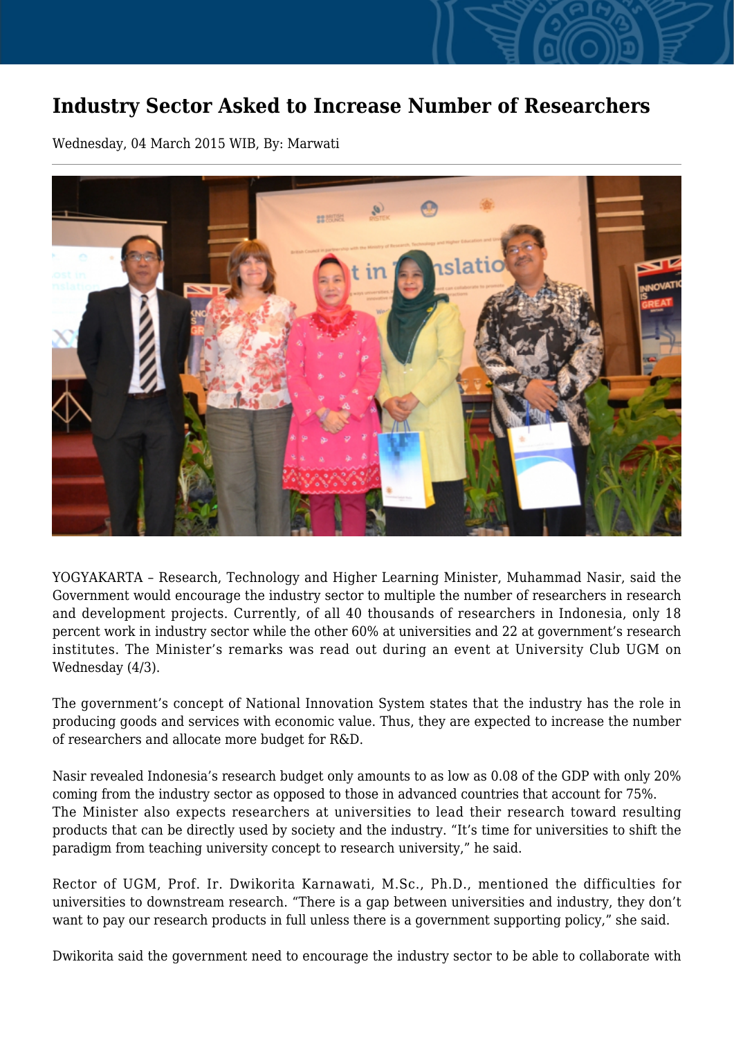# Industry Sector Asked to Increase Number of Researchers

Wednesday, 04 March 2015 WIB, By: Marwati

---

YOGYAKARTA – Research, Technology and Higher Learning Minister, Muhammad Nasir, said the Government would encourage the industry sector to multiple the number of researchers in research and development projects. Currently, of all 40 thousands of researchers in Indonesia, only 18 percent work in industry sector while the other 60% at universities and 22 at government's research institutes. The Minister's remarks was read out during an event at University Club UGM on Wednesday (4/3).

The government's concept of National Innovation System states that the industry has the role in producing goods and services with economic value. Thus, they are expected to increase the number of researchers and allocate more budget for R&D.

Nasir revealed Indonesia's research budget only amounts to as low as 0.08 of the GDP with only 20% coming from the industry sector as opposed to those in advanced countries that account for 75%.
The Minister also expects researchers at universities to lead their research toward resulting products that can be directly used by society and the industry. "It's time for universities to shift the paradigm from teaching university concept to research university," he said.

Rector of UGM, Prof. Ir. Dwikorita Karnawati, M.Sc., Ph.D., mentioned the difficulties for universities to downstream research. "There is a gap between universities and industry, they don't want to pay our research products in full unless there is a government supporting policy," she said.

Dwikorita said the government need to encourage the industry sector to be able to collaborate with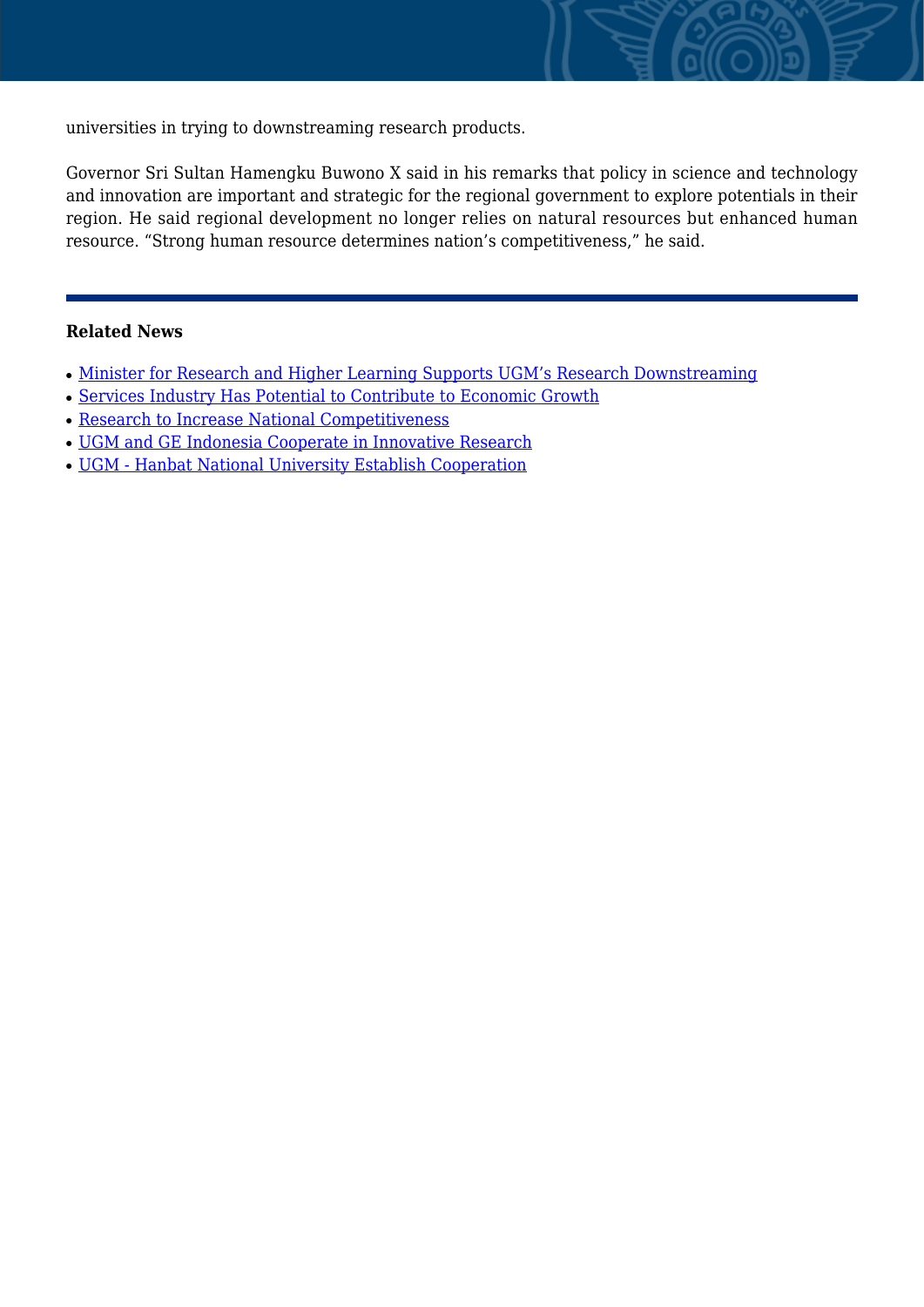universities in trying to downstreaming research products.

Governor Sri Sultan Hamengku Buwono X said in his remarks that policy in science and technology and innovation are important and strategic for the regional government to explore potentials in their region. He said regional development no longer relies on natural resources but enhanced human resource. “Strong human resource determines nation’s competitiveness,” he said.

---

**Related News**

- Minister for Research and Higher Learning Supports UGM’s Research Downstreaming
- Services Industry Has Potential to Contribute to Economic Growth
- Research to Increase National Competitiveness
- UGM and GE Indonesia Cooperate in Innovative Research
- UGM - Hanbat National University Establish Cooperation